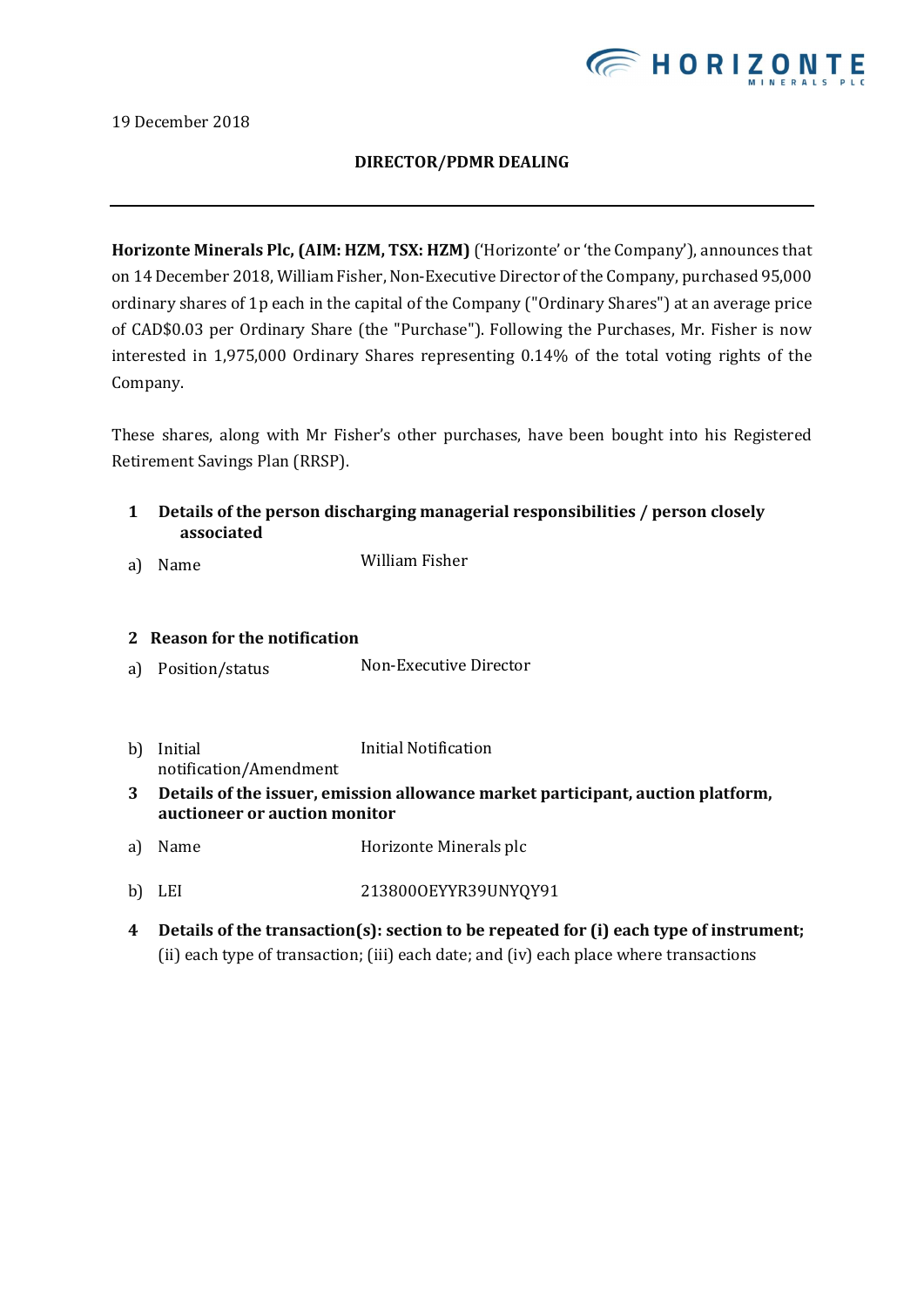19 December 2018

**DIRECTOR/PDMR DEALING**

---

**Horizonte Minerals Plc, (AIM: HZM, TSX: HZM)** ('Horizonte' or 'the Company'), announces that on 14 December 2018, William Fisher, Non-Executive Director of the Company, purchased 95,000 ordinary shares of 1p each in the capital of the Company ("Ordinary Shares") at an average price of CAD$0.03 per Ordinary Share (the "Purchase"). Following the Purchases, Mr. Fisher is now interested in 1,975,000 Ordinary Shares representing 0.14% of the total voting rights of the Company.

These shares, along with Mr Fisher's other purchases, have been bought into his Registered Retirement Savings Plan (RRSP).

| | | |
|---|---|---|
| **1** | **Details of the person discharging managerial responsibilities / person closely associated** | |
| a) | Name | William Fisher |
| **2** | **Reason for the notification** | |
| a) | Position/status | Non-Executive Director |
| b) | Initial notification/Amendment | Initial Notification |
| **3** | **Details of the issuer, emission allowance market participant, auction platform, auctioneer or auction monitor** | |
| a) | Name | Horizonte Minerals plc |
| b) | LEI | 213800OEYYR39UNYQY91 |
| **4** | **Details of the transaction(s): section to be repeated for (i) each type of instrument;** (ii) each type of transaction; (iii) each date; and (iv) each place where transactions | |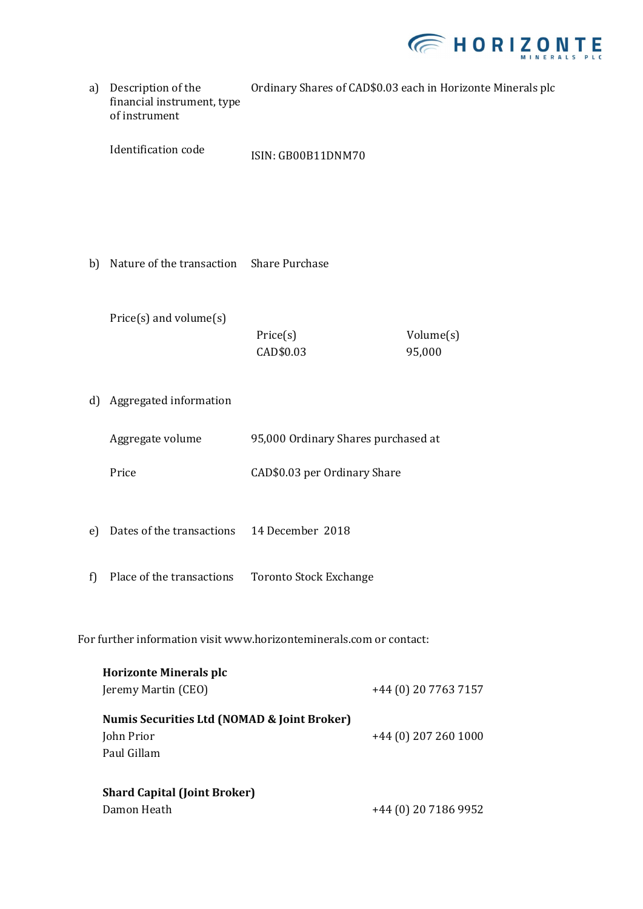| | | |
|---|---|---|
| a) | Description of the financial instrument, type of instrument | Ordinary Shares of CAD$0.03 each in Horizonte Minerals plc |
| | Identification code | ISIN: GB00B11DNM70 |
| b) | Nature of the transaction | Share Purchase |
| | Price(s) and volume(s) | |

| Price(s) | Volume(s) |
|---|---|
| CAD$0.03 | 95,000 |

| | | |
|---|---|---|
| d) | Aggregated information | |
| | Aggregate volume | 95,000 Ordinary Shares purchased at |
| | Price | CAD$0.03 per Ordinary Share |
| e) | Dates of the transactions | 14 December 2018 |
| f) | Place of the transactions | Toronto Stock Exchange |

For further information visit www.horizonteminerals.com or contact:

| | |
|---|---|
| **Horizonte Minerals plc** | |
| Jeremy Martin (CEO) | +44 (0) 20 7763 7157 |
| **Numis Securities Ltd (NOMAD & Joint Broker)** | |
| John Prior | +44 (0) 207 260 1000 |
| Paul Gillam | |
| **Shard Capital (Joint Broker)** | |
| Damon Heath | +44 (0) 20 7186 9952 |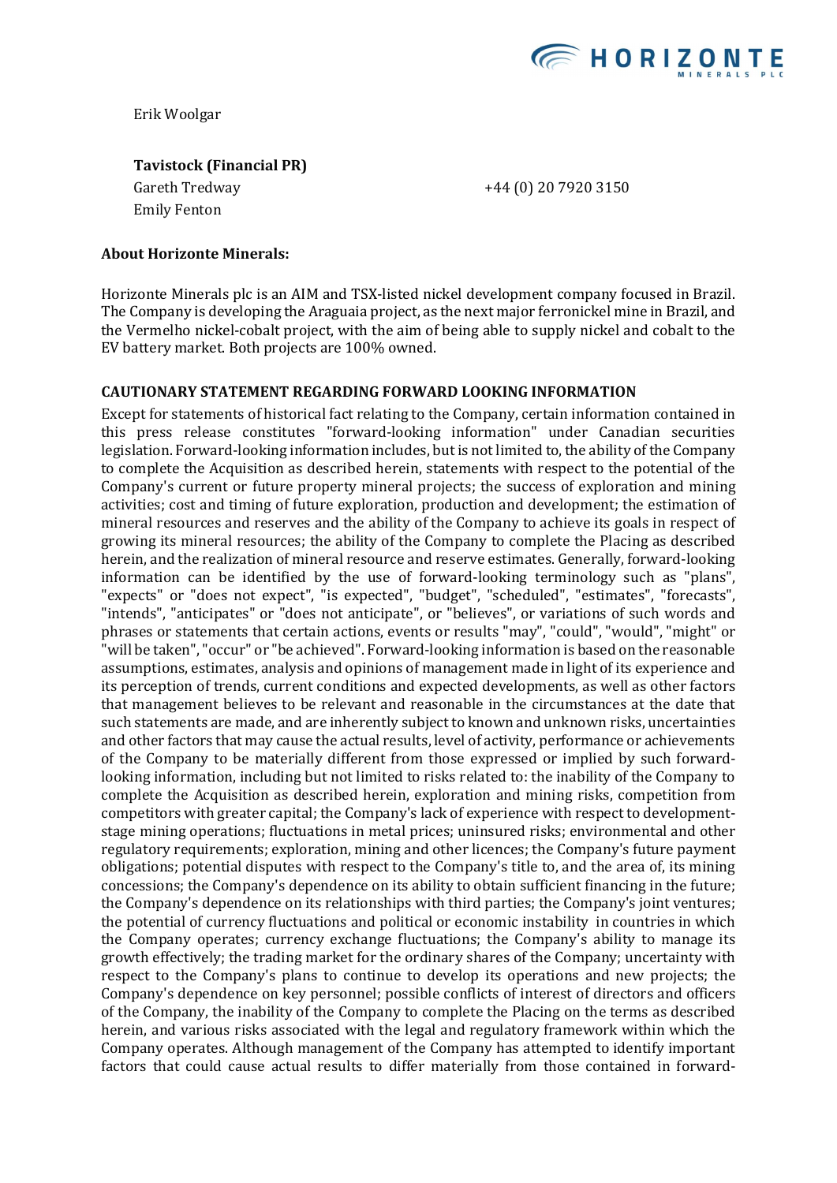Erik Woolgar

**Tavistock (Financial PR)**
Gareth Tredway +44 (0) 20 7920 3150
Emily Fenton

**About Horizonte Minerals:**

Horizonte Minerals plc is an AIM and TSX-listed nickel development company focused in Brazil. The Company is developing the Araguaia project, as the next major ferronickel mine in Brazil, and the Vermelho nickel-cobalt project, with the aim of being able to supply nickel and cobalt to the EV battery market. Both projects are 100% owned.

**CAUTIONARY STATEMENT REGARDING FORWARD LOOKING INFORMATION**

Except for statements of historical fact relating to the Company, certain information contained in this press release constitutes "forward-looking information" under Canadian securities legislation. Forward-looking information includes, but is not limited to, the ability of the Company to complete the Acquisition as described herein, statements with respect to the potential of the Company's current or future property mineral projects; the success of exploration and mining activities; cost and timing of future exploration, production and development; the estimation of mineral resources and reserves and the ability of the Company to achieve its goals in respect of growing its mineral resources; the ability of the Company to complete the Placing as described herein, and the realization of mineral resource and reserve estimates. Generally, forward-looking information can be identified by the use of forward-looking terminology such as "plans", "expects" or "does not expect", "is expected", "budget", "scheduled", "estimates", "forecasts", "intends", "anticipates" or "does not anticipate", or "believes", or variations of such words and phrases or statements that certain actions, events or results "may", "could", "would", "might" or "will be taken", "occur" or "be achieved". Forward-looking information is based on the reasonable assumptions, estimates, analysis and opinions of management made in light of its experience and its perception of trends, current conditions and expected developments, as well as other factors that management believes to be relevant and reasonable in the circumstances at the date that such statements are made, and are inherently subject to known and unknown risks, uncertainties and other factors that may cause the actual results, level of activity, performance or achievements of the Company to be materially different from those expressed or implied by such forward-looking information, including but not limited to risks related to: the inability of the Company to complete the Acquisition as described herein, exploration and mining risks, competition from competitors with greater capital; the Company's lack of experience with respect to development-stage mining operations; fluctuations in metal prices; uninsured risks; environmental and other regulatory requirements; exploration, mining and other licences; the Company's future payment obligations; potential disputes with respect to the Company's title to, and the area of, its mining concessions; the Company's dependence on its ability to obtain sufficient financing in the future; the Company's dependence on its relationships with third parties; the Company's joint ventures; the potential of currency fluctuations and political or economic instability in countries in which the Company operates; currency exchange fluctuations; the Company's ability to manage its growth effectively; the trading market for the ordinary shares of the Company; uncertainty with respect to the Company's plans to continue to develop its operations and new projects; the Company's dependence on key personnel; possible conflicts of interest of directors and officers of the Company, the inability of the Company to complete the Placing on the terms as described herein, and various risks associated with the legal and regulatory framework within which the Company operates. Although management of the Company has attempted to identify important factors that could cause actual results to differ materially from those contained in forward-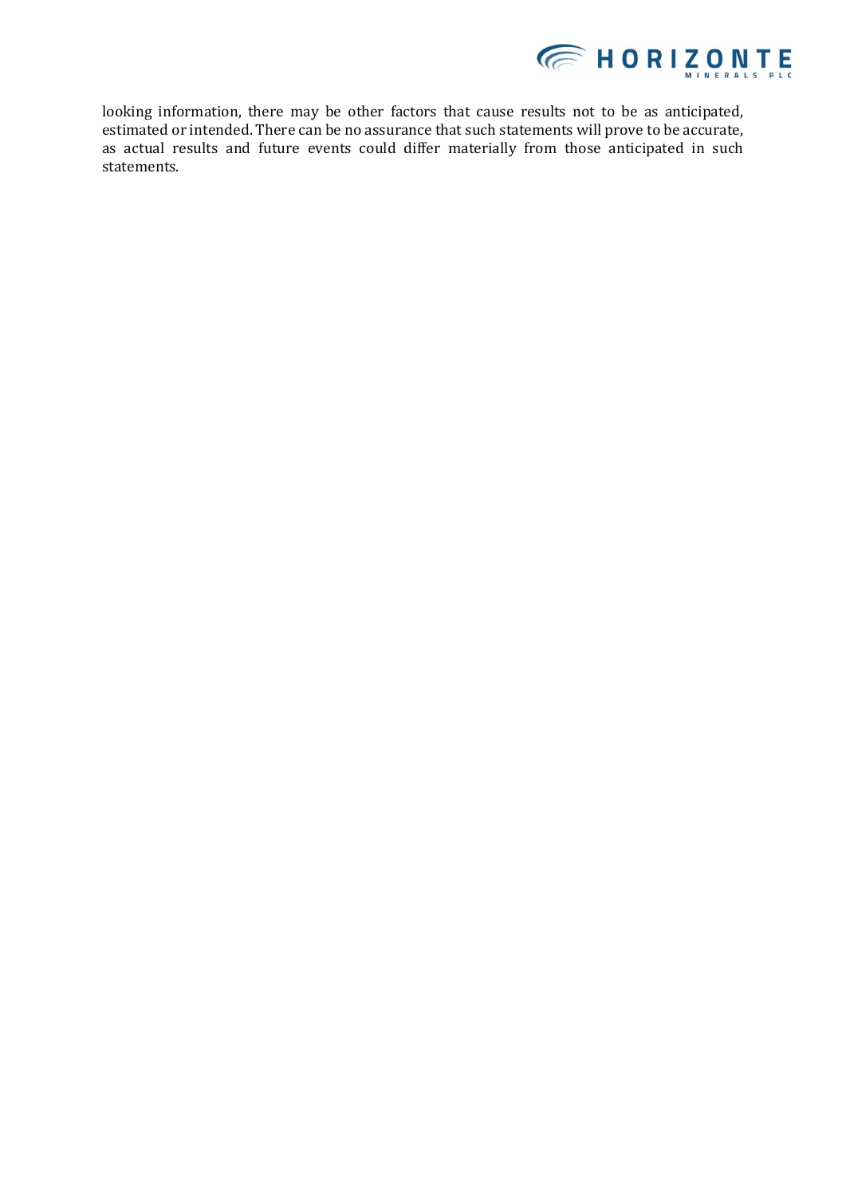looking information, there may be other factors that cause results not to be as anticipated, estimated or intended. There can be no assurance that such statements will prove to be accurate, as actual results and future events could differ materially from those anticipated in such statements.